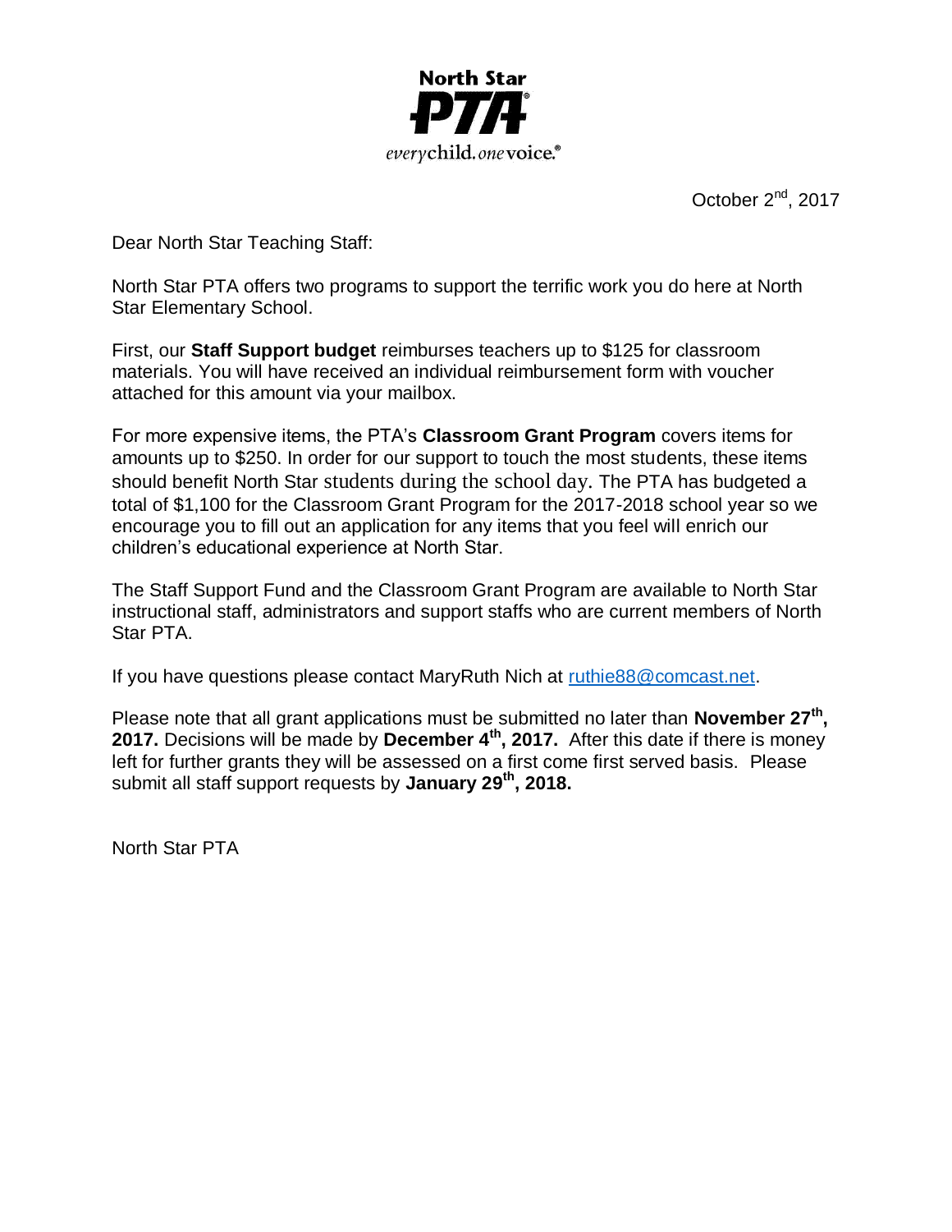North Star PTA

*every* child. *one* voice.

October 2nd, 2017

Dear North Star Teaching Staff:

North Star PTA offers two programs to support the terrific work you do here at North Star Elementary School.

First, our **Staff Support budget** reimburses teachers up to $125 for classroom materials. You will have received an individual reimbursement form with voucher attached for this amount via your mailbox.

For more expensive items, the PTA's **Classroom Grant Program** covers items for amounts up to $250. In order for our support to touch the most students, these items should benefit North Star students during the school day. The PTA has budgeted a total of $1,100 for the Classroom Grant Program for the 2017-2018 school year so we encourage you to fill out an application for any items that you feel will enrich our children's educational experience at North Star.

The Staff Support Fund and the Classroom Grant Program are available to North Star instructional staff, administrators and support staffs who are current members of North Star PTA.

If you have questions please contact MaryRuth Nich at ruthie88@comcast.net.

Please note that all grant applications must be submitted no later than **November 27th, 2017.** Decisions will be made by **December 4th, 2017.** After this date if there is money left for further grants they will be assessed on a first come first served basis. Please submit all staff support requests by **January 29th, 2018.**

North Star PTA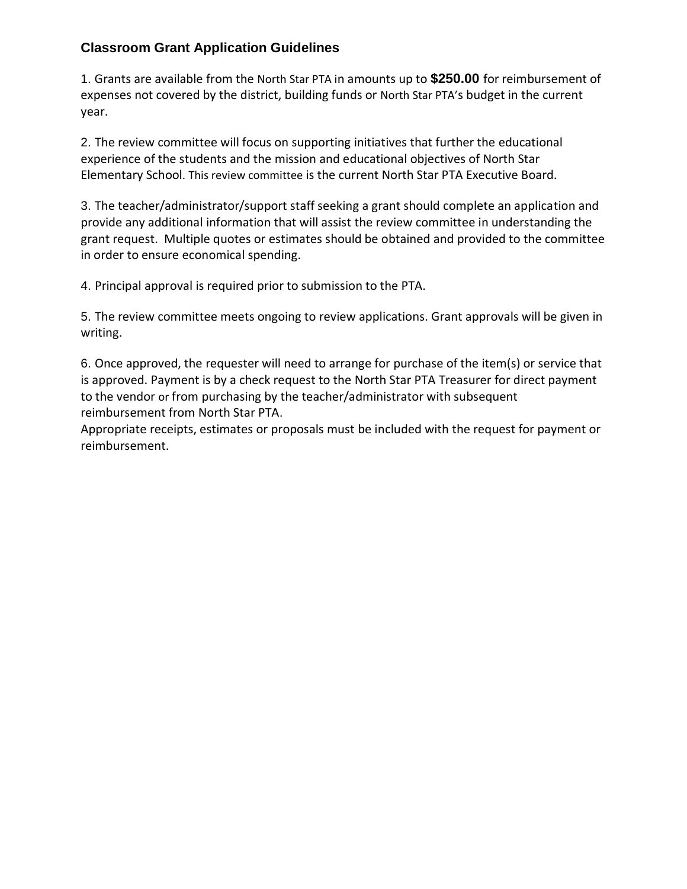## Classroom Grant Application Guidelines

1. Grants are available from the North Star PTA in amounts up to **$250.00** for reimbursement of expenses not covered by the district, building funds or North Star PTA's budget in the current year.

2. The review committee will focus on supporting initiatives that further the educational experience of the students and the mission and educational objectives of North Star Elementary School. This review committee is the current North Star PTA Executive Board.

3. The teacher/administrator/support staff seeking a grant should complete an application and provide any additional information that will assist the review committee in understanding the grant request. Multiple quotes or estimates should be obtained and provided to the committee in order to ensure economical spending.

4. Principal approval is required prior to submission to the PTA.

5. The review committee meets ongoing to review applications. Grant approvals will be given in writing.

6. Once approved, the requester will need to arrange for purchase of the item(s) or service that is approved. Payment is by a check request to the North Star PTA Treasurer for direct payment to the vendor or from purchasing by the teacher/administrator with subsequent reimbursement from North Star PTA.
Appropriate receipts, estimates or proposals must be included with the request for payment or reimbursement.